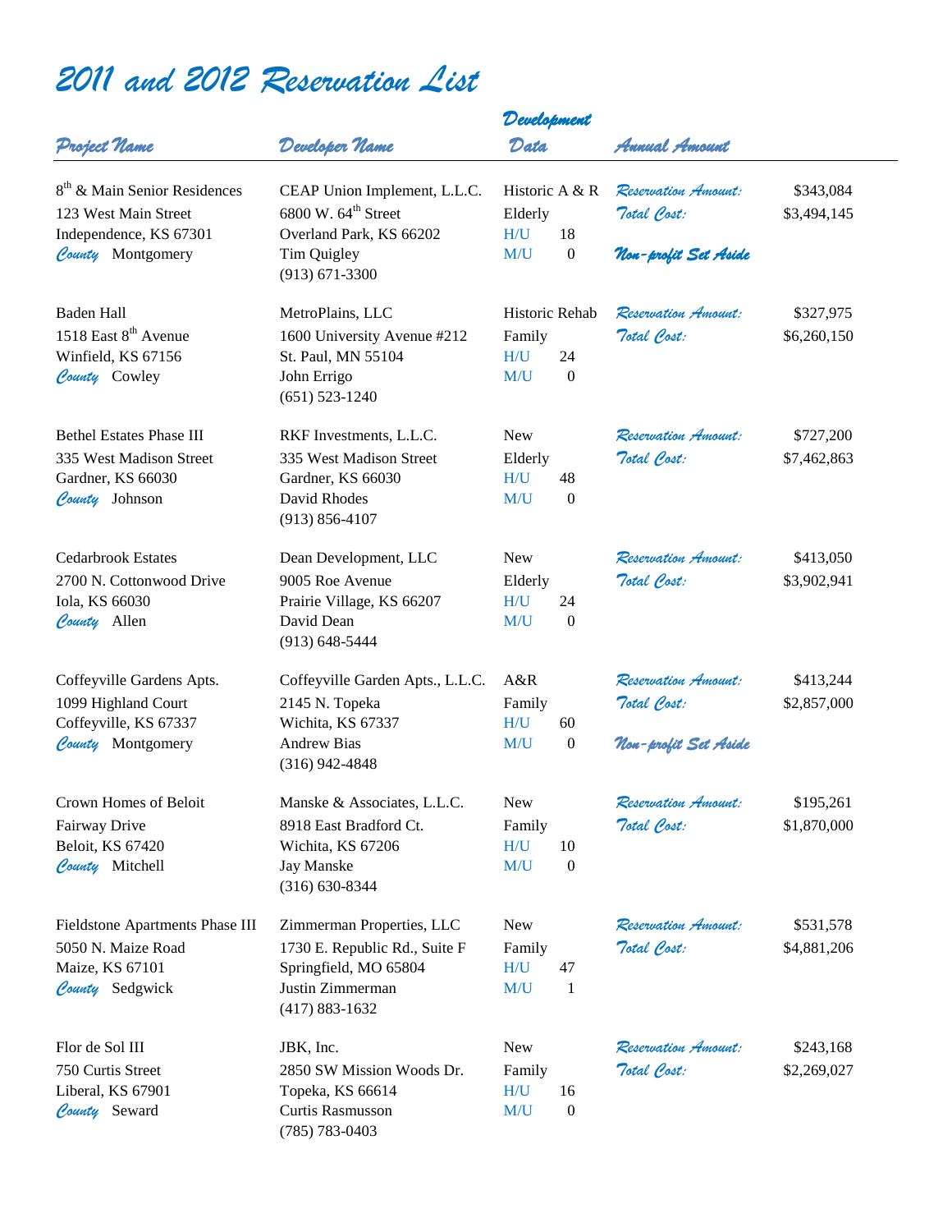# 2011 and 2012 Reservation List

| Project Name | Developer Name | Development Data | Annual Amount | |
|---|---|---|---|---|
| 8th & Main Senior Residences<br>123 West Main Street<br>Independence, KS 67301<br>*County* Montgomery | CEAP Union Implement, L.L.C.<br>6800 W. 64th Street<br>Overland Park, KS 66202<br>Tim Quigley<br>(913) 671-3300 | Historic A & R<br>Elderly<br>H/U 18<br>M/U 0 | *Reservation Amount:*<br>*Total Cost:*<br>*Non-profit Set Aside* | $343,084<br>$3,494,145 |
| Baden Hall<br>1518 East 8th Avenue<br>Winfield, KS 67156<br>*County* Cowley | MetroPlains, LLC<br>1600 University Avenue #212<br>St. Paul, MN 55104<br>John Errigo<br>(651) 523-1240 | Historic Rehab<br>Family<br>H/U 24<br>M/U 0 | *Reservation Amount:*<br>*Total Cost:* | $327,975<br>$6,260,150 |
| Bethel Estates Phase III<br>335 West Madison Street<br>Gardner, KS 66030<br>*County* Johnson | RKF Investments, L.L.C.<br>335 West Madison Street<br>Gardner, KS 66030<br>David Rhodes<br>(913) 856-4107 | New<br>Elderly<br>H/U 48<br>M/U 0 | *Reservation Amount:*<br>*Total Cost:* | $727,200<br>$7,462,863 |
| Cedarbrook Estates<br>2700 N. Cottonwood Drive<br>Iola, KS 66030<br>*County* Allen | Dean Development, LLC<br>9005 Roe Avenue<br>Prairie Village, KS 66207<br>David Dean<br>(913) 648-5444 | New<br>Elderly<br>H/U 24<br>M/U 0 | *Reservation Amount:*<br>*Total Cost:* | $413,050<br>$3,902,941 |
| Coffeyville Gardens Apts.<br>1099 Highland Court<br>Coffeyville, KS 67337<br>*County* Montgomery | Coffeyville Garden Apts., L.L.C.<br>2145 N. Topeka<br>Wichita, KS 67337<br>Andrew Bias<br>(316) 942-4848 | A&R<br>Family<br>H/U 60<br>M/U 0 | *Reservation Amount:*<br>*Total Cost:*<br>*Non-profit Set Aside* | $413,244<br>$2,857,000 |
| Crown Homes of Beloit<br>Fairway Drive<br>Beloit, KS 67420<br>*County* Mitchell | Manske & Associates, L.L.C.<br>8918 East Bradford Ct.<br>Wichita, KS 67206<br>Jay Manske<br>(316) 630-8344 | New<br>Family<br>H/U 10<br>M/U 0 | *Reservation Amount:*<br>*Total Cost:* | $195,261<br>$1,870,000 |
| Fieldstone Apartments Phase III<br>5050 N. Maize Road<br>Maize, KS 67101<br>*County* Sedgwick | Zimmerman Properties, LLC<br>1730 E. Republic Rd., Suite F<br>Springfield, MO 65804<br>Justin Zimmerman<br>(417) 883-1632 | New<br>Family<br>H/U 47<br>M/U 1 | *Reservation Amount:*<br>*Total Cost:* | $531,578<br>$4,881,206 |
| Flor de Sol III<br>750 Curtis Street<br>Liberal, KS 67901<br>*County* Seward | JBK, Inc.<br>2850 SW Mission Woods Dr.<br>Topeka, KS 66614<br>Curtis Rasmusson<br>(785) 783-0403 | New<br>Family<br>H/U 16<br>M/U 0 | *Reservation Amount:*<br>*Total Cost:* | $243,168<br>$2,269,027 |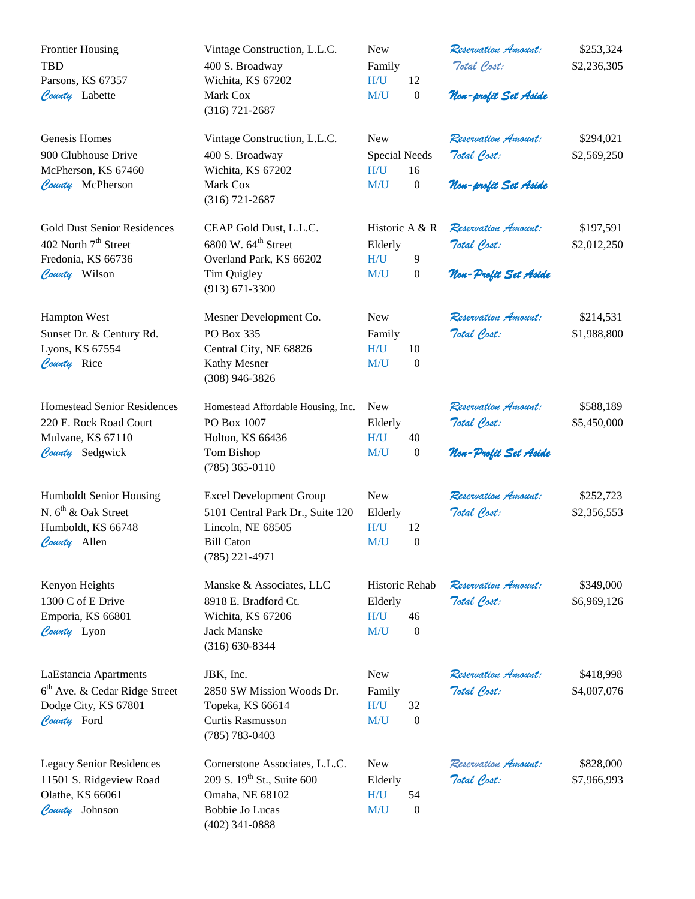| Project | Developer | Type | Amounts |
|---|---|---|---|
| Frontier Housing<br>TBD<br>Parsons, KS 67357<br>*County* Labette | Vintage Construction, L.L.C.<br>400 S. Broadway<br>Wichita, KS 67202<br>Mark Cox<br>(316) 721-2687 | New<br>Family<br>H/U 12<br>M/U 0 | *Reservation Amount:* $253,324<br>*Total Cost:* $2,236,305<br>***Non-profit Set Aside*** |
| Genesis Homes<br>900 Clubhouse Drive<br>McPherson, KS 67460<br>*County* McPherson | Vintage Construction, L.L.C.<br>400 S. Broadway<br>Wichita, KS 67202<br>Mark Cox<br>(316) 721-2687 | New<br>Special Needs<br>H/U 16<br>M/U 0 | *Reservation Amount:* $294,021<br>*Total Cost:* $2,569,250<br>***Non-profit Set Aside*** |
| Gold Dust Senior Residences<br>402 North 7th Street<br>Fredonia, KS 66736<br>*County* Wilson | CEAP Gold Dust, L.L.C.<br>6800 W. 64th Street<br>Overland Park, KS 66202<br>Tim Quigley<br>(913) 671-3300 | Historic A & R<br>Elderly<br>H/U 9<br>M/U 0 | *Reservation Amount:* $197,591<br>*Total Cost:* $2,012,250<br>***Non-Profit Set Aside*** |
| Hampton West<br>Sunset Dr. & Century Rd.<br>Lyons, KS 67554<br>*County* Rice | Mesner Development Co.<br>PO Box 335<br>Central City, NE 68826<br>Kathy Mesner<br>(308) 946-3826 | New<br>Family<br>H/U 10<br>M/U 0 | *Reservation Amount:* $214,531<br>*Total Cost:* $1,988,800 |
| Homestead Senior Residences<br>220 E. Rock Road Court<br>Mulvane, KS 67110<br>*County* Sedgwick | Homestead Affordable Housing, Inc.<br>PO Box 1007<br>Holton, KS 66436<br>Tom Bishop<br>(785) 365-0110 | New<br>Elderly<br>H/U 40<br>M/U 0 | *Reservation Amount:* $588,189<br>*Total Cost:* $5,450,000<br>***Non-Profit Set Aside*** |
| Humboldt Senior Housing<br>N. 6th & Oak Street<br>Humboldt, KS 66748<br>*County* Allen | Excel Development Group<br>5101 Central Park Dr., Suite 120<br>Lincoln, NE 68505<br>Bill Caton<br>(785) 221-4971 | New<br>Elderly<br>H/U 12<br>M/U 0 | *Reservation Amount:* $252,723<br>*Total Cost:* $2,356,553 |
| Kenyon Heights<br>1300 C of E Drive<br>Emporia, KS 66801<br>*County* Lyon | Manske & Associates, LLC<br>8918 E. Bradford Ct.<br>Wichita, KS 67206<br>Jack Manske<br>(316) 630-8344 | Historic Rehab<br>Elderly<br>H/U 46<br>M/U 0 | *Reservation Amount:* $349,000<br>*Total Cost:* $6,969,126 |
| LaEstancia Apartments<br>6th Ave. & Cedar Ridge Street<br>Dodge City, KS 67801<br>*County* Ford | JBK, Inc.<br>2850 SW Mission Woods Dr.<br>Topeka, KS 66614<br>Curtis Rasmusson<br>(785) 783-0403 | New<br>Family<br>H/U 32<br>M/U 0 | *Reservation Amount:* $418,998<br>*Total Cost:* $4,007,076 |
| Legacy Senior Residences<br>11501 S. Ridgeview Road<br>Olathe, KS 66061<br>*County* Johnson | Cornerstone Associates, L.L.C.<br>209 S. 19th St., Suite 600<br>Omaha, NE 68102<br>Bobbie Jo Lucas<br>(402) 341-0888 | New<br>Elderly<br>H/U 54<br>M/U 0 | *Reservation Amount:* $828,000<br>*Total Cost:* $7,966,993 |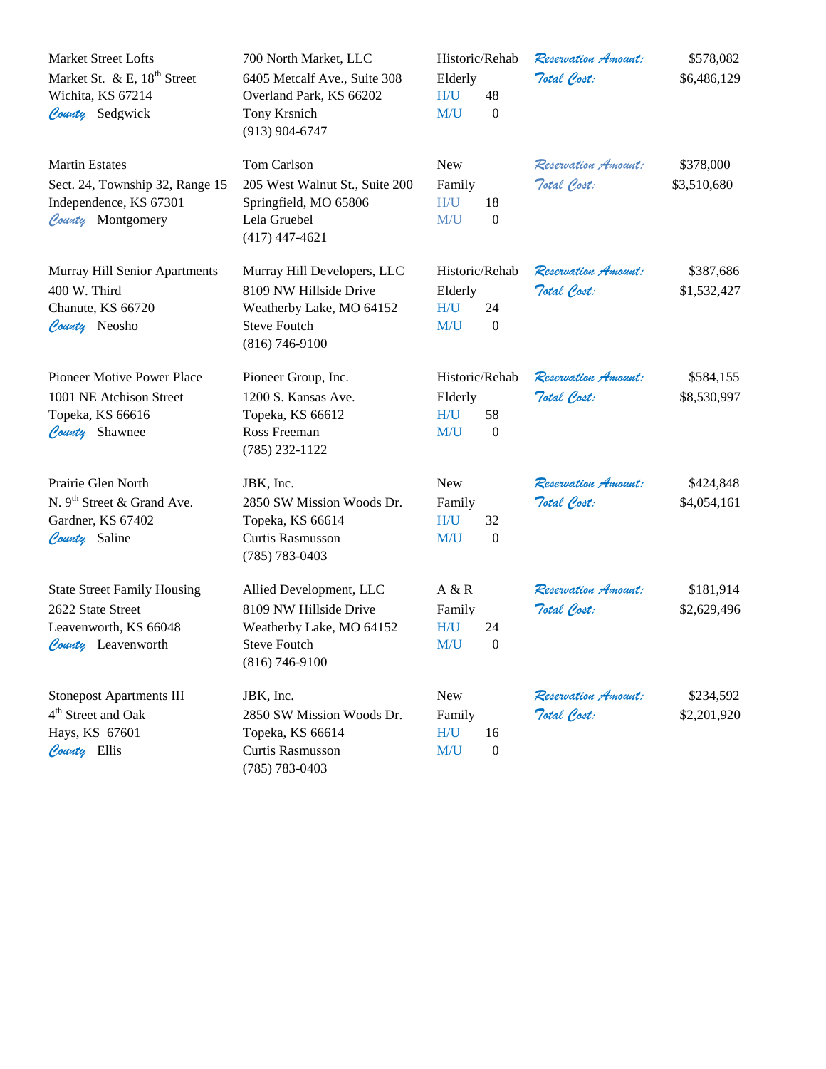| | | | | |
|---|---|---|---|---|
| Market Street Lofts<br>Market St. & E, 18th Street<br>Wichita, KS 67214<br>*County* Sedgwick | 700 North Market, LLC<br>6405 Metcalf Ave., Suite 308<br>Overland Park, KS 66202<br>Tony Krsnich<br>(913) 904-6747 | Historic/Rehab<br>Elderly<br>H/U 48<br>M/U 0 | *Reservation Amount:*<br>*Total Cost:* | $578,082<br>$6,486,129 |
| Martin Estates<br>Sect. 24, Township 32, Range 15<br>Independence, KS 67301<br>*County* Montgomery | Tom Carlson<br>205 West Walnut St., Suite 200<br>Springfield, MO 65806<br>Lela Gruebel<br>(417) 447-4621 | New<br>Family<br>H/U 18<br>M/U 0 | *Reservation Amount:*<br>*Total Cost:* | $378,000<br>$3,510,680 |
| Murray Hill Senior Apartments<br>400 W. Third<br>Chanute, KS 66720<br>*County* Neosho | Murray Hill Developers, LLC<br>8109 NW Hillside Drive<br>Weatherby Lake, MO 64152<br>Steve Foutch<br>(816) 746-9100 | Historic/Rehab<br>Elderly<br>H/U 24<br>M/U 0 | *Reservation Amount:*<br>*Total Cost:* | $387,686<br>$1,532,427 |
| Pioneer Motive Power Place<br>1001 NE Atchison Street<br>Topeka, KS 66616<br>*County* Shawnee | Pioneer Group, Inc.<br>1200 S. Kansas Ave.<br>Topeka, KS 66612<br>Ross Freeman<br>(785) 232-1122 | Historic/Rehab<br>Elderly<br>H/U 58<br>M/U 0 | *Reservation Amount:*<br>*Total Cost:* | $584,155<br>$8,530,997 |
| Prairie Glen North<br>N. 9th Street & Grand Ave.<br>Gardner, KS 67402<br>*County* Saline | JBK, Inc.<br>2850 SW Mission Woods Dr.<br>Topeka, KS 66614<br>Curtis Rasmusson<br>(785) 783-0403 | New<br>Family<br>H/U 32<br>M/U 0 | *Reservation Amount:*<br>*Total Cost:* | $424,848<br>$4,054,161 |
| State Street Family Housing<br>2622 State Street<br>Leavenworth, KS 66048<br>*County* Leavenworth | Allied Development, LLC<br>8109 NW Hillside Drive<br>Weatherby Lake, MO 64152<br>Steve Foutch<br>(816) 746-9100 | A & R<br>Family<br>H/U 24<br>M/U 0 | *Reservation Amount:*<br>*Total Cost:* | $181,914<br>$2,629,496 |
| Stonepost Apartments III<br>4th Street and Oak<br>Hays, KS 67601<br>*County* Ellis | JBK, Inc.<br>2850 SW Mission Woods Dr.<br>Topeka, KS 66614<br>Curtis Rasmusson<br>(785) 783-0403 | New<br>Family<br>H/U 16<br>M/U 0 | *Reservation Amount:*<br>*Total Cost:* | $234,592<br>$2,201,920 |